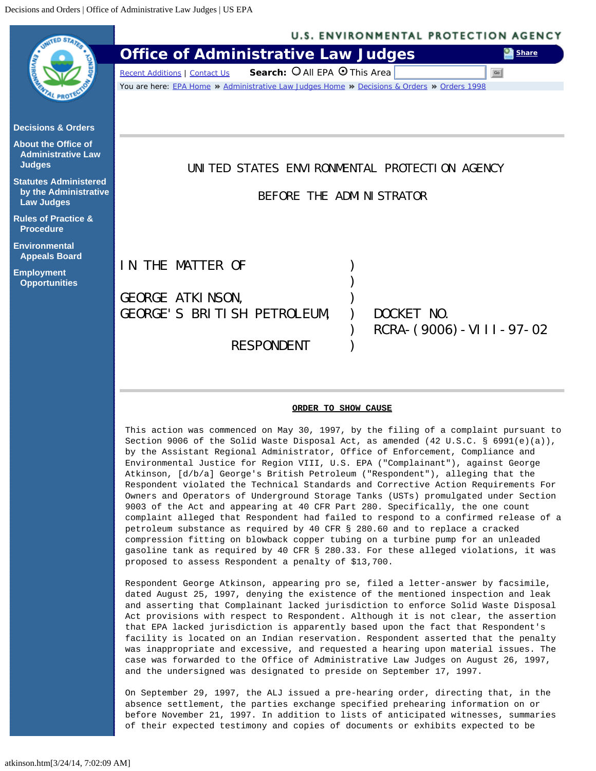# UNITED STATES ENVIRONMENTAL PROTECTION AGENCY

## BEFORE THE ADMINISTRATOR

| | | |
|---|---|---|
| IN THE MATTER OF | ) | |
| | ) | |
| GEORGE ATKINSON, | ) | |
| GEORGE'S BRITISH PETROLEUM, | ) | DOCKET NO. |
| | ) | RCRA-(9006)-VIII-97-02 |
| RESPONDENT | ) | |

**ORDER TO SHOW CAUSE**

This action was commenced on May 30, 1997, by the filing of a complaint pursuant to Section 9006 of the Solid Waste Disposal Act, as amended (42 U.S.C. § 6991(e)(a)), by the Assistant Regional Administrator, Office of Enforcement, Compliance and Environmental Justice for Region VIII, U.S. EPA ("Complainant"), against George Atkinson, [d/b/a] George's British Petroleum ("Respondent"), alleging that the Respondent violated the Technical Standards and Corrective Action Requirements For Owners and Operators of Underground Storage Tanks (USTs) promulgated under Section 9003 of the Act and appearing at 40 CFR Part 280. Specifically, the one count complaint alleged that Respondent had failed to respond to a confirmed release of a petroleum substance as required by 40 CFR § 280.60 and to replace a cracked compression fitting on blowback copper tubing on a turbine pump for an unleaded gasoline tank as required by 40 CFR § 280.33. For these alleged violations, it was proposed to assess Respondent a penalty of $13,700.

Respondent George Atkinson, appearing pro se, filed a letter-answer by facsimile, dated August 25, 1997, denying the existence of the mentioned inspection and leak and asserting that Complainant lacked jurisdiction to enforce Solid Waste Disposal Act provisions with respect to Respondent. Although it is not clear, the assertion that EPA lacked jurisdiction is apparently based upon the fact that Respondent's facility is located on an Indian reservation. Respondent asserted that the penalty was inappropriate and excessive, and requested a hearing upon material issues. The case was forwarded to the Office of Administrative Law Judges on August 26, 1997, and the undersigned was designated to preside on September 17, 1997.

On September 29, 1997, the ALJ issued a pre-hearing order, directing that, in the absence settlement, the parties exchange specified prehearing information on or before November 21, 1997. In addition to lists of anticipated witnesses, summaries of their expected testimony and copies of documents or exhibits expected to be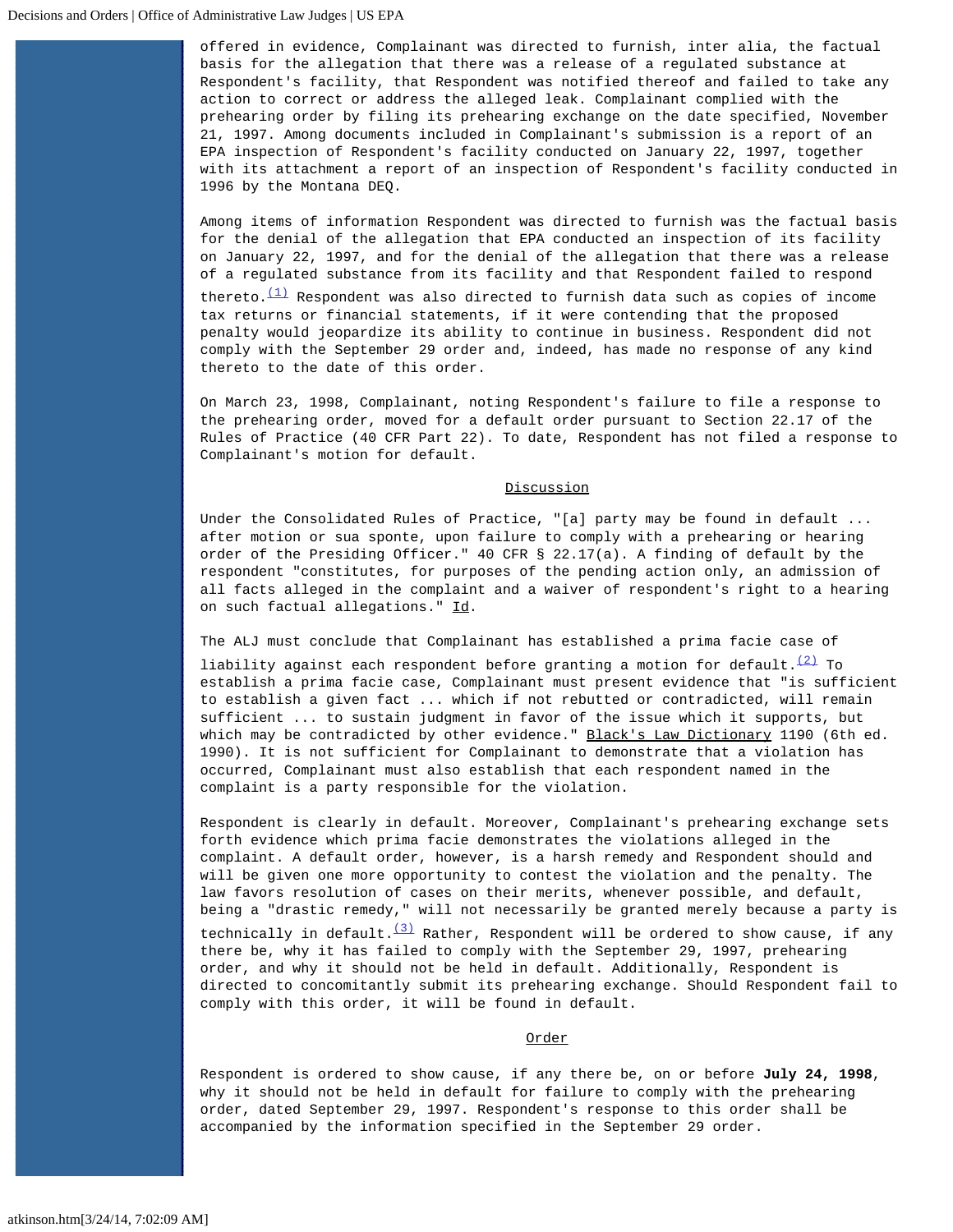offered in evidence, Complainant was directed to furnish, inter alia, the factual basis for the allegation that there was a release of a regulated substance at Respondent's facility, that Respondent was notified thereof and failed to take any action to correct or address the alleged leak. Complainant complied with the prehearing order by filing its prehearing exchange on the date specified, November 21, 1997. Among documents included in Complainant's submission is a report of an EPA inspection of Respondent's facility conducted on January 22, 1997, together with its attachment a report of an inspection of Respondent's facility conducted in 1996 by the Montana DEQ.

Among items of information Respondent was directed to furnish was the factual basis for the denial of the allegation that EPA conducted an inspection of its facility on January 22, 1997, and for the denial of the allegation that there was a release of a regulated substance from its facility and that Respondent failed to respond thereto.[(1)] Respondent was also directed to furnish data such as copies of income tax returns or financial statements, if it were contending that the proposed penalty would jeopardize its ability to continue in business. Respondent did not comply with the September 29 order and, indeed, has made no response of any kind thereto to the date of this order.

On March 23, 1998, Complainant, noting Respondent's failure to file a response to the prehearing order, moved for a default order pursuant to Section 22.17 of the Rules of Practice (40 CFR Part 22). To date, Respondent has not filed a response to Complainant's motion for default.

## Discussion

Under the Consolidated Rules of Practice, "[a] party may be found in default ... after motion or sua sponte, upon failure to comply with a prehearing or hearing order of the Presiding Officer." 40 CFR § 22.17(a). A finding of default by the respondent "constitutes, for purposes of the pending action only, an admission of all facts alleged in the complaint and a waiver of respondent's right to a hearing on such factual allegations." Id.

The ALJ must conclude that Complainant has established a prima facie case of liability against each respondent before granting a motion for default.[(2)] To establish a prima facie case, Complainant must present evidence that "is sufficient to establish a given fact ... which if not rebutted or contradicted, will remain sufficient ... to sustain judgment in favor of the issue which it supports, but which may be contradicted by other evidence." Black's Law Dictionary 1190 (6th ed. 1990). It is not sufficient for Complainant to demonstrate that a violation has occurred, Complainant must also establish that each respondent named in the complaint is a party responsible for the violation.

Respondent is clearly in default. Moreover, Complainant's prehearing exchange sets forth evidence which prima facie demonstrates the violations alleged in the complaint. A default order, however, is a harsh remedy and Respondent should and will be given one more opportunity to contest the violation and the penalty. The law favors resolution of cases on their merits, whenever possible, and default, being a "drastic remedy," will not necessarily be granted merely because a party is technically in default.[(3)] Rather, Respondent will be ordered to show cause, if any there be, why it has failed to comply with the September 29, 1997, prehearing order, and why it should not be held in default. Additionally, Respondent is directed to concomitantly submit its prehearing exchange. Should Respondent fail to comply with this order, it will be found in default.

## Order

Respondent is ordered to show cause, if any there be, on or before **July 24, 1998**, why it should not be held in default for failure to comply with the prehearing order, dated September 29, 1997. Respondent's response to this order shall be accompanied by the information specified in the September 29 order.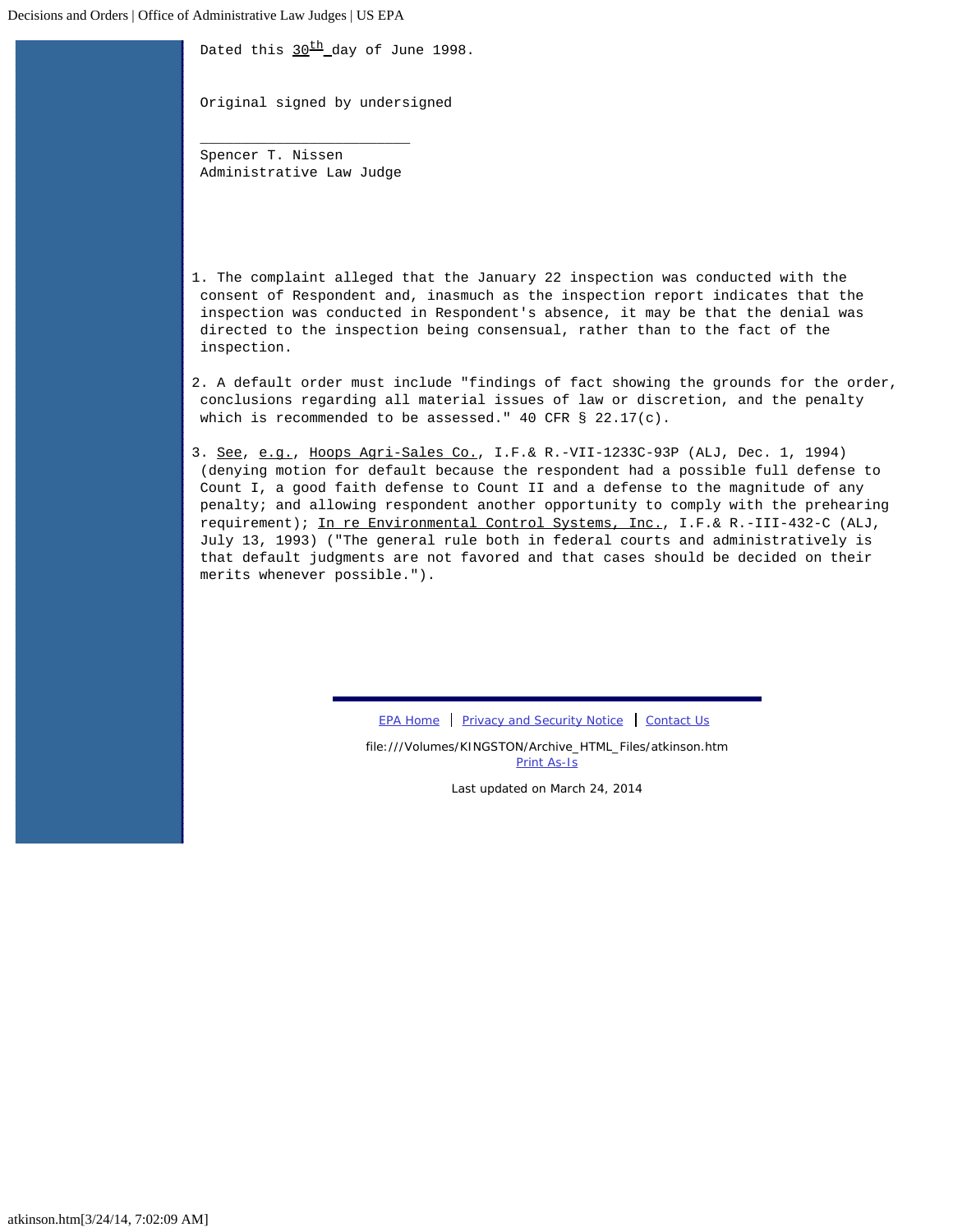Dated this 30th day of June 1998.

Original signed by undersigned

Spencer T. Nissen
Administrative Law Judge

1. The complaint alleged that the January 22 inspection was conducted with the consent of Respondent and, inasmuch as the inspection report indicates that the inspection was conducted in Respondent's absence, it may be that the denial was directed to the inspection being consensual, rather than to the fact of the inspection.

2. A default order must include "findings of fact showing the grounds for the order, conclusions regarding all material issues of law or discretion, and the penalty which is recommended to be assessed." 40 CFR § 22.17(c).

3. See, e.g., Hoops Agri-Sales Co., I.F.& R.-VII-1233C-93P (ALJ, Dec. 1, 1994) (denying motion for default because the respondent had a possible full defense to Count I, a good faith defense to Count II and a defense to the magnitude of any penalty; and allowing respondent another opportunity to comply with the prehearing requirement); In re Environmental Control Systems, Inc., I.F.& R.-III-432-C (ALJ, July 13, 1993) ("The general rule both in federal courts and administratively is that default judgments are not favored and that cases should be decided on their merits whenever possible.").